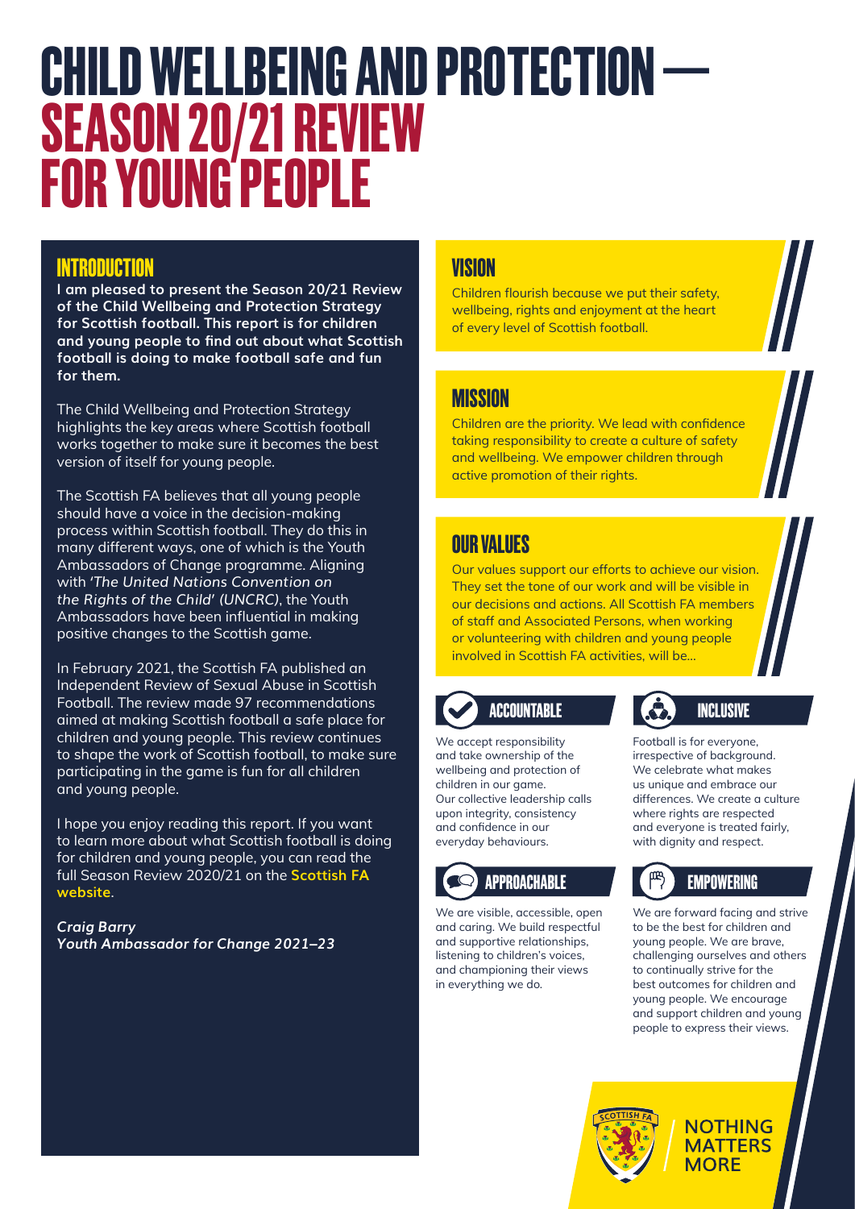# CHILD WELLBEING AND PROTECTION — SEASON 20/21 REVIEW FOR YOUNG PEOPLE

## INTRODUCTION

**I am pleased to present the Season 20/21 Review of the Child Wellbeing and Protection Strategy for Scottish football. This report is for children and young people to find out about what Scottish football is doing to make football safe and fun for them.**

The Child Wellbeing and Protection Strategy highlights the key areas where Scottish football works together to make sure it becomes the best version of itself for young people.

The Scottish FA believes that all young people should have a voice in the decision-making process within Scottish football. They do this in many different ways, one of which is the Youth Ambassadors of Change programme. Aligning with *'The United Nations Convention on the Rights of the Child' (UNCRC)*, the Youth Ambassadors have been influential in making positive changes to the Scottish game.

In February 2021, the Scottish FA published an Independent Review of Sexual Abuse in Scottish Football. The review made 97 recommendations aimed at making Scottish football a safe place for children and young people. This review continues to shape the work of Scottish football, to make sure participating in the game is fun for all children and young people.

I hope you enjoy reading this report. If you want to learn more about what Scottish football is doing for children and young people, you can read the full Season Review 2020/21 on the **Scottish FA website**.

***Craig Barry***
***Youth Ambassador for Change 2021–23***

## VISION

Children flourish because we put their safety, wellbeing, rights and enjoyment at the heart of every level of Scottish football.

## MISSION

Children are the priority. We lead with confidence taking responsibility to create a culture of safety and wellbeing. We empower children through active promotion of their rights.

## OUR VALUES

Our values support our efforts to achieve our vision. They set the tone of our work and will be visible in our decisions and actions. All Scottish FA members of staff and Associated Persons, when working or volunteering with children and young people involved in Scottish FA activities, will be…

### ACCOUNTABLE

We accept responsibility and take ownership of the wellbeing and protection of children in our game. Our collective leadership calls upon integrity, consistency and confidence in our everyday behaviours.

### INCLUSIVE

Football is for everyone, irrespective of background. We celebrate what makes us unique and embrace our differences. We create a culture where rights are respected and everyone is treated fairly, with dignity and respect.

### APPROACHABLE

We are visible, accessible, open and caring. We build respectful and supportive relationships, listening to children's voices, and championing their views in everything we do.

### EMPOWERING

We are forward facing and strive to be the best for children and young people. We are brave, challenging ourselves and others to continually strive for the best outcomes for children and young people. We encourage and support children and young people to express their views.

NOTHING MATTERS MORE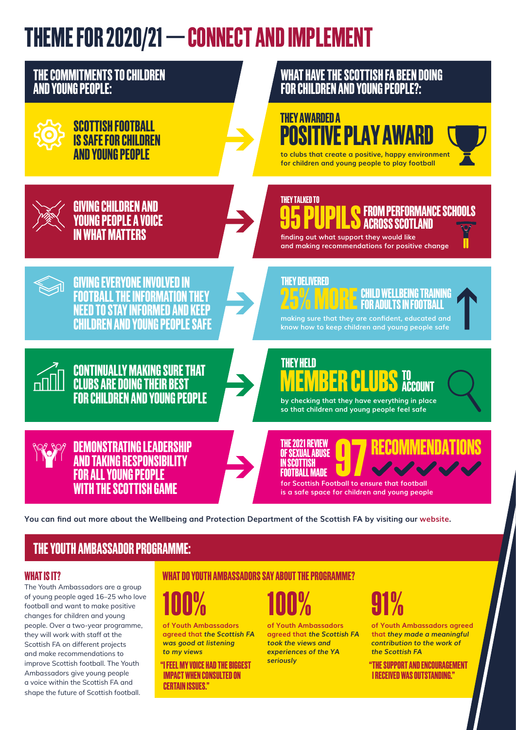# THEME FOR 2020/21 — CONNECT AND IMPLEMENT

## THE COMMITMENTS TO CHILDREN AND YOUNG PEOPLE:

## WHAT HAVE THE SCOTTISH FA BEEN DOING FOR CHILDREN AND YOUNG PEOPLE?:

**SCOTTISH FOOTBALL IS SAFE FOR CHILDREN AND YOUNG PEOPLE**

→ THEY AWARDED A **POSITIVE PLAY AWARD**

to clubs that create a positive, happy environment for children and young people to play football

**GIVING CHILDREN AND YOUNG PEOPLE A VOICE IN WHAT MATTERS**

→ THEY TALKED TO **95 PUPILS** FROM PERFORMANCE SCHOOLS ACROSS SCOTLAND

finding out what support they would like and making recommendations for positive change

**GIVING EVERYONE INVOLVED IN FOOTBALL THE INFORMATION THEY NEED TO STAY INFORMED AND KEEP CHILDREN AND YOUNG PEOPLE SAFE**

→ THEY DELIVERED **25% MORE** CHILD WELLBEING TRAINING FOR ADULTS IN FOOTBALL

making sure that they are confident, educated and know how to keep children and young people safe

**CONTINUALLY MAKING SURE THAT CLUBS ARE DOING THEIR BEST FOR CHILDREN AND YOUNG PEOPLE**

→ THEY HELD **MEMBER CLUBS** TO ACCOUNT

by checking that they have everything in place so that children and young people feel safe

**DEMONSTRATING LEADERSHIP AND TAKING RESPONSIBILITY FOR ALL YOUNG PEOPLE WITH THE SCOTTISH GAME**

→ THE 2021 REVIEW OF SEXUAL ABUSE IN SCOTTISH FOOTBALL MADE **97 RECOMMENDATIONS**

for Scottish Football to ensure that football is a safe space for children and young people

You can find out more about the Wellbeing and Protection Department of the Scottish FA by visiting our website.

## THE YOUTH AMBASSADOR PROGRAMME:

### WHAT IS IT?

The Youth Ambassadors are a group of young people aged 16–25 who love football and want to make positive changes for children and young people. Over a two-year programme, they will work with staff at the Scottish FA on different projects and make recommendations to improve Scottish football. The Youth Ambassadors give young people a voice within the Scottish FA and shape the future of Scottish football.

### WHAT DO YOUTH AMBASSADORS SAY ABOUT THE PROGRAMME?

**100%**

of Youth Ambassadors agreed that *the Scottish FA was good at listening to my views*

"I FEEL MY VOICE HAD THE BIGGEST IMPACT WHEN CONSULTED ON CERTAIN ISSUES."

**100%**

of Youth Ambassadors agreed that *the Scottish FA took the views and experiences of the YA seriously*

**91%**

of Youth Ambassadors agreed that *they made a meaningful contribution to the work of the Scottish FA*

"THE SUPPORT AND ENCOURAGEMENT I RECEIVED WAS OUTSTANDING."